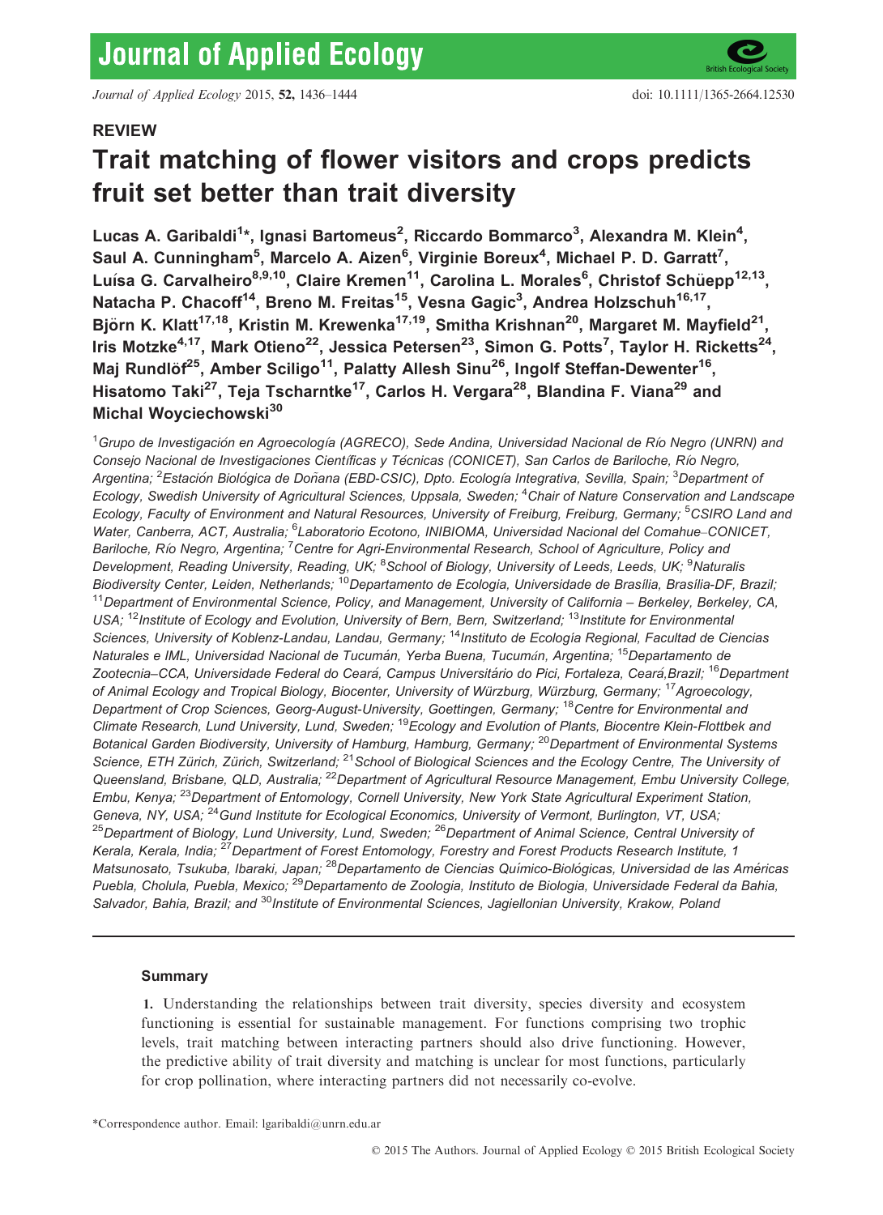# Journal of Applied Ecology

## REVIEW

# Trait matching of flower visitors and crops predicts fruit set better than trait diversity

**Lucas A. Garibaldi[1]*, Ignasi Bartomeus[2], Riccardo Bommarco[3], Alexandra M. Klein[4], Saul A. Cunningham[5], Marcelo A. Aizen[6], Virginie Boreux[4], Michael P. D. Garratt[7], Luísa G. Carvalheiro[8,9,10], Claire Kremen[11], Carolina L. Morales[6], Christof Schüepp[12,13], Natacha P. Chacoff[14], Breno M. Freitas[15], Vesna Gagic[3], Andrea Holzschuh[16,17], Björn K. Klatt[17,18], Kristin M. Krewenka[17,19], Smitha Krishnan[20], Margaret M. Mayfield[21], Iris Motzke[4,17], Mark Otieno[22], Jessica Petersen[23], Simon G. Potts[7], Taylor H. Ricketts[24], Maj Rundlöf[25], Amber Sciligo[11], Palatty Allesh Sinu[26], Ingolf Steffan-Dewenter[16], Hisatomo Taki[27], Teja Tscharntke[17], Carlos H. Vergara[28], Blandina F. Viana[29] and Michal Woyciechowski[30]**

[1]*Grupo de Investigación en Agroecología (AGRECO), Sede Andina, Universidad Nacional de Río Negro (UNRN) and Consejo Nacional de Investigaciones Científicas y Técnicas (CONICET), San Carlos de Bariloche, Río Negro, Argentina;* [2]*Estación Biológica de Doñana (EBD-CSIC), Dpto. Ecología Integrativa, Sevilla, Spain;* [3]*Department of Ecology, Swedish University of Agricultural Sciences, Uppsala, Sweden;* [4]*Chair of Nature Conservation and Landscape Ecology, Faculty of Environment and Natural Resources, University of Freiburg, Freiburg, Germany;* [5]*CSIRO Land and Water, Canberra, ACT, Australia;* [6]*Laboratorio Ecotono, INIBIOMA, Universidad Nacional del Comahue–CONICET, Bariloche, Río Negro, Argentina;* [7]*Centre for Agri-Environmental Research, School of Agriculture, Policy and Development, Reading University, Reading, UK;* [8]*School of Biology, University of Leeds, Leeds, UK;* [9]*Naturalis Biodiversity Center, Leiden, Netherlands;* [10]*Departamento de Ecologia, Universidade de Brasília, Brasília-DF, Brazil;* [11]*Department of Environmental Science, Policy, and Management, University of California – Berkeley, Berkeley, CA, USA;* [12]*Institute of Ecology and Evolution, University of Bern, Bern, Switzerland;* [13]*Institute for Environmental Sciences, University of Koblenz-Landau, Landau, Germany;* [14]*Instituto de Ecología Regional, Facultad de Ciencias Naturales e IML, Universidad Nacional de Tucumán, Yerba Buena, Tucumán, Argentina;* [15]*Departamento de Zootecnia–CCA, Universidade Federal do Ceará, Campus Universitário do Pici, Fortaleza, Ceará,Brazil;* [16]*Department of Animal Ecology and Tropical Biology, Biocenter, University of Würzburg, Würzburg, Germany;* [17]*Agroecology, Department of Crop Sciences, Georg-August-University, Goettingen, Germany;* [18]*Centre for Environmental and Climate Research, Lund University, Lund, Sweden;* [19]*Ecology and Evolution of Plants, Biocentre Klein-Flottbek and Botanical Garden Biodiversity, University of Hamburg, Hamburg, Germany;* [20]*Department of Environmental Systems Science, ETH Zürich, Zürich, Switzerland;* [21]*School of Biological Sciences and the Ecology Centre, The University of Queensland, Brisbane, QLD, Australia;* [22]*Department of Agricultural Resource Management, Embu University College, Embu, Kenya;* [23]*Department of Entomology, Cornell University, New York State Agricultural Experiment Station, Geneva, NY, USA;* [24]*Gund Institute for Ecological Economics, University of Vermont, Burlington, VT, USA;* [25]*Department of Biology, Lund University, Lund, Sweden;* [26]*Department of Animal Science, Central University of Kerala, Kerala, India;* [27]*Department of Forest Entomology, Forestry and Forest Products Research Institute, 1 Matsunosato, Tsukuba, Ibaraki, Japan;* [28]*Departamento de Ciencias Químico-Biológicas, Universidad de las Américas Puebla, Cholula, Puebla, Mexico;* [29]*Departamento de Zoologia, Instituto de Biologia, Universidade Federal da Bahia, Salvador, Bahia, Brazil; and* [30]*Institute of Environmental Sciences, Jagiellonian University, Krakow, Poland*

---

### Summary

**1.** Understanding the relationships between trait diversity, species diversity and ecosystem functioning is essential for sustainable management. For functions comprising two trophic levels, trait matching between interacting partners should also drive functioning. However, the predictive ability of trait diversity and matching is unclear for most functions, particularly for crop pollination, where interacting partners did not necessarily co-evolve.

*Correspondence author. Email: lgaribaldi@unrn.edu.ar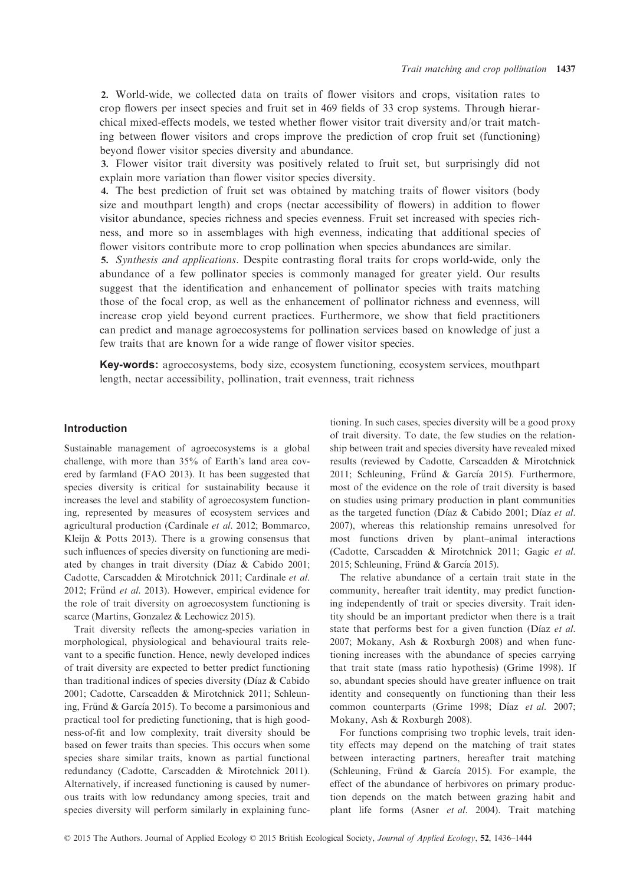2. World-wide, we collected data on traits of flower visitors and crops, visitation rates to crop flowers per insect species and fruit set in 469 fields of 33 crop systems. Through hierarchical mixed-effects models, we tested whether flower visitor trait diversity and/or trait matching between flower visitors and crops improve the prediction of crop fruit set (functioning) beyond flower visitor species diversity and abundance.

3. Flower visitor trait diversity was positively related to fruit set, but surprisingly did not explain more variation than flower visitor species diversity.

4. The best prediction of fruit set was obtained by matching traits of flower visitors (body size and mouthpart length) and crops (nectar accessibility of flowers) in addition to flower visitor abundance, species richness and species evenness. Fruit set increased with species richness, and more so in assemblages with high evenness, indicating that additional species of flower visitors contribute more to crop pollination when species abundances are similar.

5. *Synthesis and applications*. Despite contrasting floral traits for crops world-wide, only the abundance of a few pollinator species is commonly managed for greater yield. Our results suggest that the identification and enhancement of pollinator species with traits matching those of the focal crop, as well as the enhancement of pollinator richness and evenness, will increase crop yield beyond current practices. Furthermore, we show that field practitioners can predict and manage agroecosystems for pollination services based on knowledge of just a few traits that are known for a wide range of flower visitor species.

**Key-words:** agroecosystems, body size, ecosystem functioning, ecosystem services, mouthpart length, nectar accessibility, pollination, trait evenness, trait richness

## Introduction

Sustainable management of agroecosystems is a global challenge, with more than 35% of Earth's land area covered by farmland (FAO 2013). It has been suggested that species diversity is critical for sustainability because it increases the level and stability of agroecosystem functioning, represented by measures of ecosystem services and agricultural production (Cardinale *et al*. 2012; Bommarco, Kleijn & Potts 2013). There is a growing consensus that such influences of species diversity on functioning are mediated by changes in trait diversity (Díaz & Cabido 2001; Cadotte, Carscadden & Mirotchnick 2011; Cardinale *et al*. 2012; Fründ *et al*. 2013). However, empirical evidence for the role of trait diversity on agroecosystem functioning is scarce (Martins, Gonzalez & Lechowicz 2015).

Trait diversity reflects the among-species variation in morphological, physiological and behavioural traits relevant to a specific function. Hence, newly developed indices of trait diversity are expected to better predict functioning than traditional indices of species diversity (Díaz & Cabido 2001; Cadotte, Carscadden & Mirotchnick 2011; Schleuning, Fründ & García 2015). To become a parsimonious and practical tool for predicting functioning, that is high goodness-of-fit and low complexity, trait diversity should be based on fewer traits than species. This occurs when some species share similar traits, known as partial functional redundancy (Cadotte, Carscadden & Mirotchnick 2011). Alternatively, if increased functioning is caused by numerous traits with low redundancy among species, trait and species diversity will perform similarly in explaining functioning. In such cases, species diversity will be a good proxy of trait diversity. To date, the few studies on the relationship between trait and species diversity have revealed mixed results (reviewed by Cadotte, Carscadden & Mirotchnick 2011; Schleuning, Fründ & García 2015). Furthermore, most of the evidence on the role of trait diversity is based on studies using primary production in plant communities as the targeted function (Díaz & Cabido 2001; Díaz *et al*. 2007), whereas this relationship remains unresolved for most functions driven by plant–animal interactions (Cadotte, Carscadden & Mirotchnick 2011; Gagic *et al*. 2015; Schleuning, Fründ & García 2015).

The relative abundance of a certain trait state in the community, hereafter trait identity, may predict functioning independently of trait or species diversity. Trait identity should be an important predictor when there is a trait state that performs best for a given function (Díaz *et al*. 2007; Mokany, Ash & Roxburgh 2008) and when functioning increases with the abundance of species carrying that trait state (mass ratio hypothesis) (Grime 1998). If so, abundant species should have greater influence on trait identity and consequently on functioning than their less common counterparts (Grime 1998; Díaz *et al*. 2007; Mokany, Ash & Roxburgh 2008).

For functions comprising two trophic levels, trait identity effects may depend on the matching of trait states between interacting partners, hereafter trait matching (Schleuning, Fründ & García 2015). For example, the effect of the abundance of herbivores on primary production depends on the match between grazing habit and plant life forms (Asner *et al*. 2004). Trait matching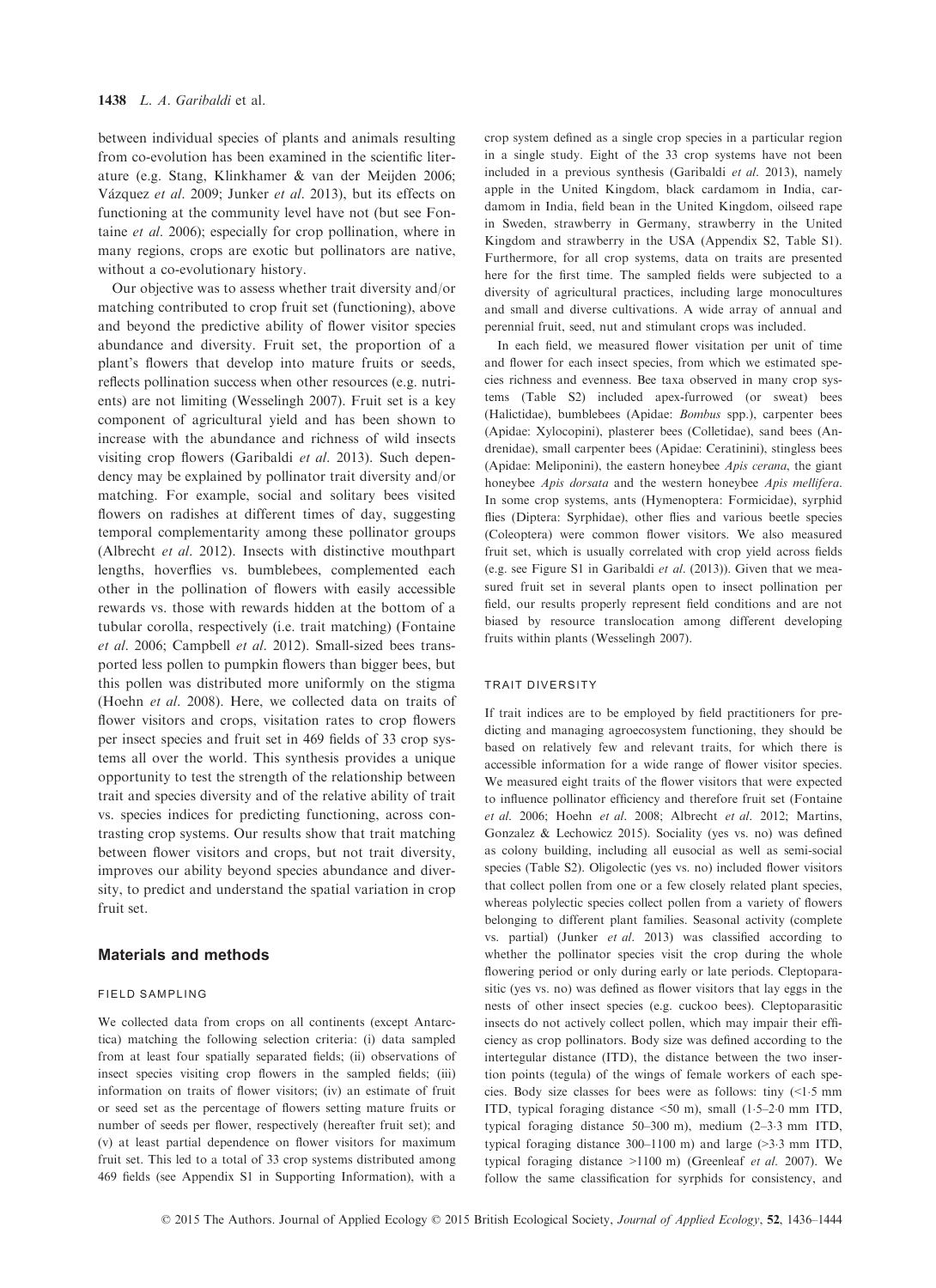between individual species of plants and animals resulting from co-evolution has been examined in the scientific literature (e.g. Stang, Klinkhamer & van der Meijden 2006; Vázquez *et al*. 2009; Junker *et al*. 2013), but its effects on functioning at the community level have not (but see Fontaine *et al*. 2006); especially for crop pollination, where in many regions, crops are exotic but pollinators are native, without a co-evolutionary history.

Our objective was to assess whether trait diversity and/or matching contributed to crop fruit set (functioning), above and beyond the predictive ability of flower visitor species abundance and diversity. Fruit set, the proportion of a plant's flowers that develop into mature fruits or seeds, reflects pollination success when other resources (e.g. nutrients) are not limiting (Wesselingh 2007). Fruit set is a key component of agricultural yield and has been shown to increase with the abundance and richness of wild insects visiting crop flowers (Garibaldi *et al*. 2013). Such dependency may be explained by pollinator trait diversity and/or matching. For example, social and solitary bees visited flowers on radishes at different times of day, suggesting temporal complementarity among these pollinator groups (Albrecht *et al*. 2012). Insects with distinctive mouthpart lengths, hoverflies vs. bumblebees, complemented each other in the pollination of flowers with easily accessible rewards vs. those with rewards hidden at the bottom of a tubular corolla, respectively (i.e. trait matching) (Fontaine *et al*. 2006; Campbell *et al*. 2012). Small-sized bees transported less pollen to pumpkin flowers than bigger bees, but this pollen was distributed more uniformly on the stigma (Hoehn *et al*. 2008). Here, we collected data on traits of flower visitors and crops, visitation rates to crop flowers per insect species and fruit set in 469 fields of 33 crop systems all over the world. This synthesis provides a unique opportunity to test the strength of the relationship between trait and species diversity and of the relative ability of trait vs. species indices for predicting functioning, across contrasting crop systems. Our results show that trait matching between flower visitors and crops, but not trait diversity, improves our ability beyond species abundance and diversity, to predict and understand the spatial variation in crop fruit set.

## Materials and methods

### FIELD SAMPLING

We collected data from crops on all continents (except Antarctica) matching the following selection criteria: (i) data sampled from at least four spatially separated fields; (ii) observations of insect species visiting crop flowers in the sampled fields; (iii) information on traits of flower visitors; (iv) an estimate of fruit or seed set as the percentage of flowers setting mature fruits or number of seeds per flower, respectively (hereafter fruit set); and (v) at least partial dependence on flower visitors for maximum fruit set. This led to a total of 33 crop systems distributed among 469 fields (see Appendix S1 in Supporting Information), with a crop system defined as a single crop species in a particular region in a single study. Eight of the 33 crop systems have not been included in a previous synthesis (Garibaldi *et al*. 2013), namely apple in the United Kingdom, black cardamom in India, cardamom in India, field bean in the United Kingdom, oilseed rape in Sweden, strawberry in Germany, strawberry in the United Kingdom and strawberry in the USA (Appendix S2, Table S1). Furthermore, for all crop systems, data on traits are presented here for the first time. The sampled fields were subjected to a diversity of agricultural practices, including large monocultures and small and diverse cultivations. A wide array of annual and perennial fruit, seed, nut and stimulant crops was included.

In each field, we measured flower visitation per unit of time and flower for each insect species, from which we estimated species richness and evenness. Bee taxa observed in many crop systems (Table S2) included apex-furrowed (or sweat) bees (Halictidae), bumblebees (Apidae: *Bombus* spp.), carpenter bees (Apidae: Xylocopini), plasterer bees (Colletidae), sand bees (Andrenidae), small carpenter bees (Apidae: Ceratinini), stingless bees (Apidae: Meliponini), the eastern honeybee *Apis cerana*, the giant honeybee *Apis dorsata* and the western honeybee *Apis mellifera*. In some crop systems, ants (Hymenoptera: Formicidae), syrphid flies (Diptera: Syrphidae), other flies and various beetle species (Coleoptera) were common flower visitors. We also measured fruit set, which is usually correlated with crop yield across fields (e.g. see Figure S1 in Garibaldi *et al*. (2013)). Given that we measured fruit set in several plants open to insect pollination per field, our results properly represent field conditions and are not biased by resource translocation among different developing fruits within plants (Wesselingh 2007).

### TRAIT DIVERSITY

If trait indices are to be employed by field practitioners for predicting and managing agroecosystem functioning, they should be based on relatively few and relevant traits, for which there is accessible information for a wide range of flower visitor species. We measured eight traits of the flower visitors that were expected to influence pollinator efficiency and therefore fruit set (Fontaine *et al*. 2006; Hoehn *et al*. 2008; Albrecht *et al*. 2012; Martins, Gonzalez & Lechowicz 2015). Sociality (yes vs. no) was defined as colony building, including all eusocial as well as semi-social species (Table S2). Oligolectic (yes vs. no) included flower visitors that collect pollen from one or a few closely related plant species, whereas polylectic species collect pollen from a variety of flowers belonging to different plant families. Seasonal activity (complete vs. partial) (Junker *et al*. 2013) was classified according to whether the pollinator species visit the crop during the whole flowering period or only during early or late periods. Cleptoparasitic (yes vs. no) was defined as flower visitors that lay eggs in the nests of other insect species (e.g. cuckoo bees). Cleptoparasitic insects do not actively collect pollen, which may impair their efficiency as crop pollinators. Body size was defined according to the intertegular distance (ITD), the distance between the two insertion points (tegula) of the wings of female workers of each species. Body size classes for bees were as follows: tiny (<1·5 mm ITD, typical foraging distance <50 m), small (1·5–2·0 mm ITD, typical foraging distance 50–300 m), medium (2–3·3 mm ITD, typical foraging distance 300–1100 m) and large (>3·3 mm ITD, typical foraging distance >1100 m) (Greenleaf *et al*. 2007). We follow the same classification for syrphids for consistency, and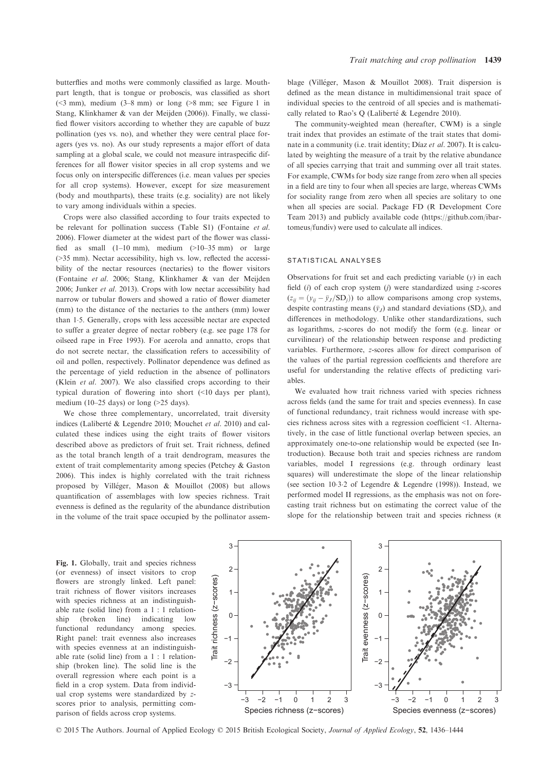butterflies and moths were commonly classified as large. Mouthpart length, that is tongue or proboscis, was classified as short (<3 mm), medium (3–8 mm) or long (>8 mm; see Figure 1 in Stang, Klinkhamer & van der Meijden (2006)). Finally, we classified flower visitors according to whether they are capable of buzz pollination (yes vs. no), and whether they were central place foragers (yes vs. no). As our study represents a major effort of data sampling at a global scale, we could not measure intraspecific differences for all flower visitor species in all crop systems and we focus only on interspecific differences (i.e. mean values per species for all crop systems). However, except for size measurement (body and mouthparts), these traits (e.g. sociality) are not likely to vary among individuals within a species.

Crops were also classified according to four traits expected to be relevant for pollination success (Table S1) (Fontaine *et al.* 2006). Flower diameter at the widest part of the flower was classified as small (1–10 mm), medium (>10–35 mm) or large (>35 mm). Nectar accessibility, high vs. low, reflected the accessibility of the nectar resources (nectaries) to the flower visitors (Fontaine *et al.* 2006; Stang, Klinkhamer & van der Meijden 2006; Junker *et al.* 2013). Crops with low nectar accessibility had narrow or tubular flowers and showed a ratio of flower diameter (mm) to the distance of the nectaries to the anthers (mm) lower than 1·5. Generally, crops with less accessible nectar are expected to suffer a greater degree of nectar robbery (e.g. see page 178 for oilseed rape in Free 1993). For acerola and annatto, crops that do not secrete nectar, the classification refers to accessibility of oil and pollen, respectively. Pollinator dependence was defined as the percentage of yield reduction in the absence of pollinators (Klein *et al.* 2007). We also classified crops according to their typical duration of flowering into short (<10 days per plant), medium (10–25 days) or long (>25 days).

We chose three complementary, uncorrelated, trait diversity indices (Laliberté & Legendre 2010; Mouchet *et al.* 2010) and calculated these indices using the eight traits of flower visitors described above as predictors of fruit set. Trait richness, defined as the total branch length of a trait dendrogram, measures the extent of trait complementarity among species (Petchey & Gaston 2006). This index is highly correlated with the trait richness proposed by Villéger, Mason & Mouillot (2008) but allows quantification of assemblages with low species richness. Trait evenness is defined as the regularity of the abundance distribution in the volume of the trait space occupied by the pollinator assemblage (Villéger, Mason & Mouillot 2008). Trait dispersion is defined as the mean distance in multidimensional trait space of individual species to the centroid of all species and is mathematically related to Rao's Q (Laliberté & Legendre 2010).

The community-weighted mean (hereafter, CWM) is a single trait index that provides an estimate of the trait states that dominate in a community (i.e. trait identity; Díaz *et al.* 2007). It is calculated by weighting the measure of a trait by the relative abundance of all species carrying that trait and summing over all trait states. For example, CWMs for body size range from zero when all species in a field are tiny to four when all species are large, whereas CWMs for sociality range from zero when all species are solitary to one when all species are social. Package FD (R Development Core Team 2013) and publicly available code (https://github.com/ibartomeus/fundiv) were used to calculate all indices.

### STATISTICAL ANALYSES

Observations for fruit set and each predicting variable ($y$) in each field ($i$) of each crop system ($j$) were standardized using $z$-scores ($z_{ij} = (y_{ij} - \bar{y}_J / \mathrm{SD}_j)$) to allow comparisons among crop systems, despite contrasting means ($\bar{y}_J$) and standard deviations ($\mathrm{SD}_j$), and differences in methodology. Unlike other standardizations, such as logarithms, $z$-scores do not modify the form (e.g. linear or curvilinear) of the relationship between response and predicting variables. Furthermore, $z$-scores allow for direct comparison of the values of the partial regression coefficients and therefore are useful for understanding the relative effects of predicting variables.

We evaluated how trait richness varied with species richness across fields (and the same for trait and species evenness). In case of functional redundancy, trait richness would increase with species richness across sites with a regression coefficient <1. Alternatively, in the case of little functional overlap between species, an approximately one-to-one relationship would be expected (see Introduction). Because both trait and species richness are random variables, model I regressions (e.g. through ordinary least squares) will underestimate the slope of the linear relationship (see section 10·3·2 of Legendre & Legendre (1998)). Instead, we performed model II regressions, as the emphasis was not on forecasting trait richness but on estimating the correct value of the slope for the relationship between trait and species richness (R

**Fig. 1.** Globally, trait and species richness (or evenness) of insect visitors to crop flowers are strongly linked. Left panel: trait richness of flower visitors increases with species richness at an indistinguishable rate (solid line) from a 1 : 1 relationship (broken line) indicating low functional redundancy among species. Right panel: trait evenness also increases with species evenness at an indistinguishable rate (solid line) from a 1 : 1 relationship (broken line). The solid line is the overall regression where each point is a field in a crop system. Data from individual crop systems were standardized by $z$-scores prior to analysis, permitting comparison of fields across crop systems.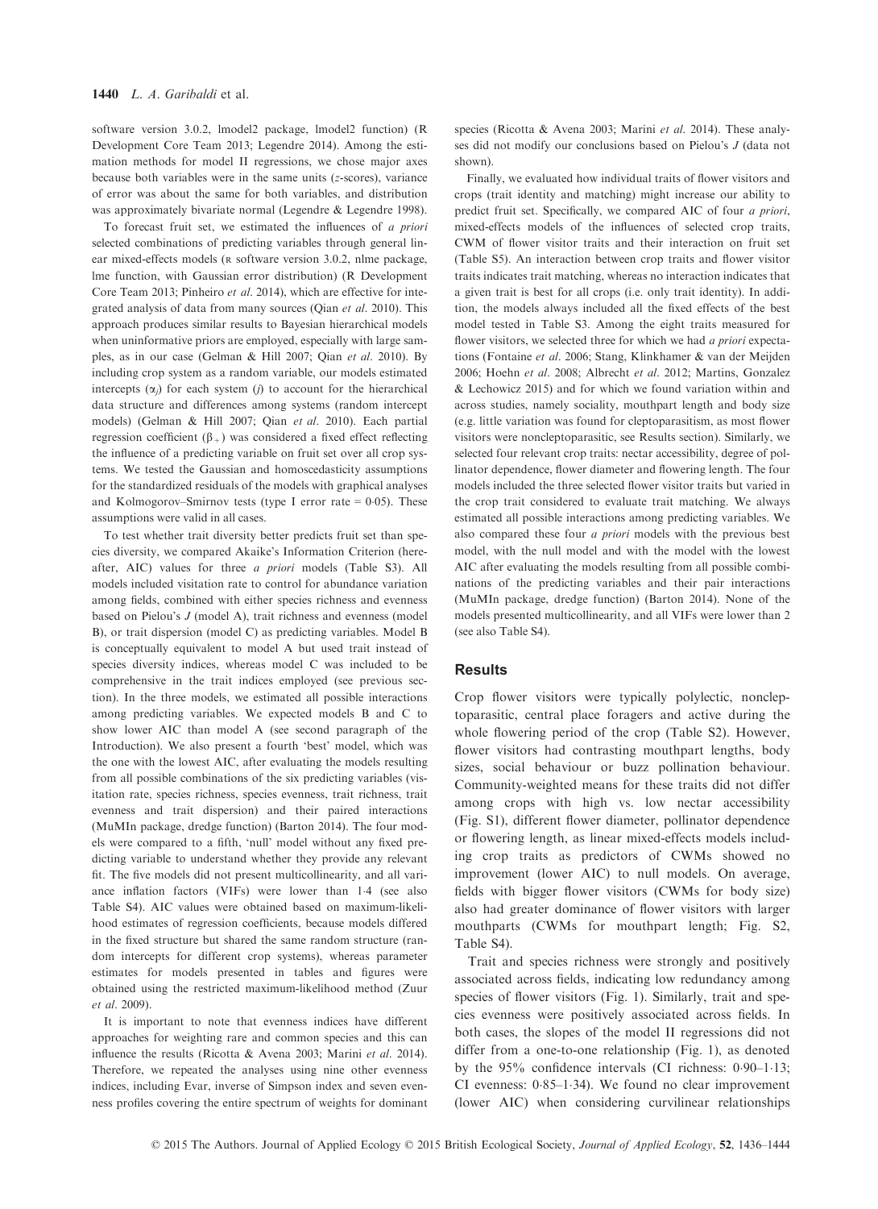software version 3.0.2, lmodel2 package, lmodel2 function) (R Development Core Team 2013; Legendre 2014). Among the estimation methods for model II regressions, we chose major axes because both variables were in the same units (*z*-scores), variance of error was about the same for both variables, and distribution was approximately bivariate normal (Legendre & Legendre 1998).

To forecast fruit set, we estimated the influences of *a priori* selected combinations of predicting variables through general linear mixed-effects models (R software version 3.0.2, nlme package, lme function, with Gaussian error distribution) (R Development Core Team 2013; Pinheiro *et al*. 2014), which are effective for integrated analysis of data from many sources (Qian *et al*. 2010). This approach produces similar results to Bayesian hierarchical models when uninformative priors are employed, especially with large samples, as in our case (Gelman & Hill 2007; Qian *et al*. 2010). By including crop system as a random variable, our models estimated intercepts ($\alpha_j$) for each system ($j$) to account for the hierarchical data structure and differences among systems (random intercept models) (Gelman & Hill 2007; Qian *et al*. 2010). Each partial regression coefficient ($\beta_+$) was considered a fixed effect reflecting the influence of a predicting variable on fruit set over all crop systems. We tested the Gaussian and homoscedasticity assumptions for the standardized residuals of the models with graphical analyses and Kolmogorov–Smirnov tests (type I error rate = 0·05). These assumptions were valid in all cases.

To test whether trait diversity better predicts fruit set than species diversity, we compared Akaike's Information Criterion (hereafter, AIC) values for three *a priori* models (Table S3). All models included visitation rate to control for abundance variation among fields, combined with either species richness and evenness based on Pielou's *J* (model A), trait richness and evenness (model B), or trait dispersion (model C) as predicting variables. Model B is conceptually equivalent to model A but used trait instead of species diversity indices, whereas model C was included to be comprehensive in the trait indices employed (see previous section). In the three models, we estimated all possible interactions among predicting variables. We expected models B and C to show lower AIC than model A (see second paragraph of the Introduction). We also present a fourth 'best' model, which was the one with the lowest AIC, after evaluating the models resulting from all possible combinations of the six predicting variables (visitation rate, species richness, species evenness, trait richness, trait evenness and trait dispersion) and their paired interactions (MuMIn package, dredge function) (Barton 2014). The four models were compared to a fifth, 'null' model without any fixed predicting variable to understand whether they provide any relevant fit. The five models did not present multicollinearity, and all variance inflation factors (VIFs) were lower than 1·4 (see also Table S4). AIC values were obtained based on maximum-likelihood estimates of regression coefficients, because models differed in the fixed structure but shared the same random structure (random intercepts for different crop systems), whereas parameter estimates for models presented in tables and figures were obtained using the restricted maximum-likelihood method (Zuur *et al*. 2009).

It is important to note that evenness indices have different approaches for weighting rare and common species and this can influence the results (Ricotta & Avena 2003; Marini *et al*. 2014). Therefore, we repeated the analyses using nine other evenness indices, including Evar, inverse of Simpson index and seven evenness profiles covering the entire spectrum of weights for dominant species (Ricotta & Avena 2003; Marini *et al*. 2014). These analyses did not modify our conclusions based on Pielou's *J* (data not shown).

Finally, we evaluated how individual traits of flower visitors and crops (trait identity and matching) might increase our ability to predict fruit set. Specifically, we compared AIC of four *a priori*, mixed-effects models of the influences of selected crop traits, CWM of flower visitor traits and their interaction on fruit set (Table S5). An interaction between crop traits and flower visitor traits indicates trait matching, whereas no interaction indicates that a given trait is best for all crops (i.e. only trait identity). In addition, the models always included all the fixed effects of the best model tested in Table S3. Among the eight traits measured for flower visitors, we selected three for which we had *a priori* expectations (Fontaine *et al*. 2006; Stang, Klinkhamer & van der Meijden 2006; Hoehn *et al*. 2008; Albrecht *et al*. 2012; Martins, Gonzalez & Lechowicz 2015) and for which we found variation within and across studies, namely sociality, mouthpart length and body size (e.g. little variation was found for cleptoparasitism, as most flower visitors were noncleptoparasitic, see Results section). Similarly, we selected four relevant crop traits: nectar accessibility, degree of pollinator dependence, flower diameter and flowering length. The four models included the three selected flower visitor traits but varied in the crop trait considered to evaluate trait matching. We always estimated all possible interactions among predicting variables. We also compared these four *a priori* models with the previous best model, with the null model and with the model with the lowest AIC after evaluating the models resulting from all possible combinations of the predicting variables and their pair interactions (MuMIn package, dredge function) (Barton 2014). None of the models presented multicollinearity, and all VIFs were lower than 2 (see also Table S4).

## Results

Crop flower visitors were typically polylectic, noncleptoparasitic, central place foragers and active during the whole flowering period of the crop (Table S2). However, flower visitors had contrasting mouthpart lengths, body sizes, social behaviour or buzz pollination behaviour. Community-weighted means for these traits did not differ among crops with high vs. low nectar accessibility (Fig. S1), different flower diameter, pollinator dependence or flowering length, as linear mixed-effects models including crop traits as predictors of CWMs showed no improvement (lower AIC) to null models. On average, fields with bigger flower visitors (CWMs for body size) also had greater dominance of flower visitors with larger mouthparts (CWMs for mouthpart length; Fig. S2, Table S4).

Trait and species richness were strongly and positively associated across fields, indicating low redundancy among species of flower visitors (Fig. 1). Similarly, trait and species evenness were positively associated across fields. In both cases, the slopes of the model II regressions did not differ from a one-to-one relationship (Fig. 1), as denoted by the 95% confidence intervals (CI richness: 0·90–1·13; CI evenness: 0·85–1·34). We found no clear improvement (lower AIC) when considering curvilinear relationships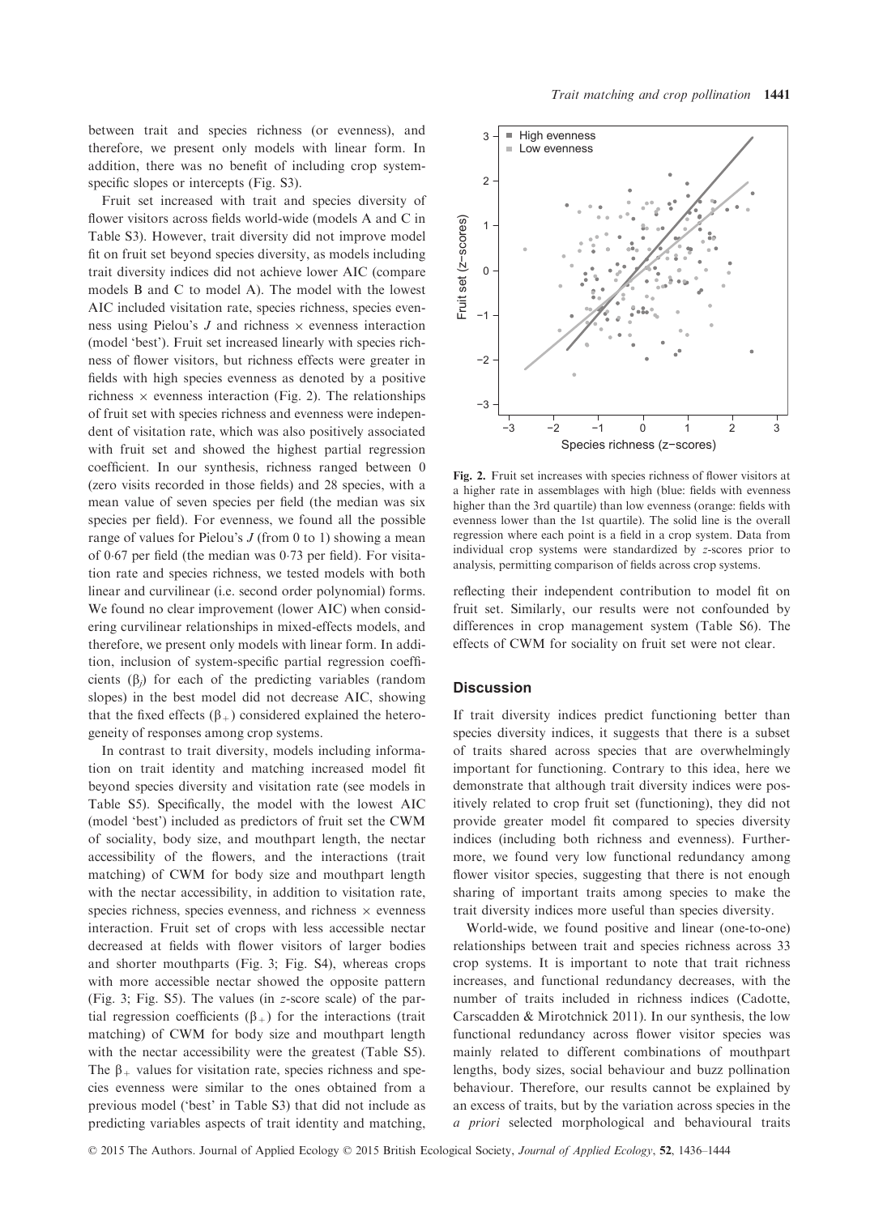between trait and species richness (or evenness), and therefore, we present only models with linear form. In addition, there was no benefit of including crop system-specific slopes or intercepts (Fig. S3).

Fruit set increased with trait and species diversity of flower visitors across fields world-wide (models A and C in Table S3). However, trait diversity did not improve model fit on fruit set beyond species diversity, as models including trait diversity indices did not achieve lower AIC (compare models B and C to model A). The model with the lowest AIC included visitation rate, species richness, species evenness using Pielou's $J$ and richness × evenness interaction (model 'best'). Fruit set increased linearly with species richness of flower visitors, but richness effects were greater in fields with high species evenness as denoted by a positive richness × evenness interaction (Fig. 2). The relationships of fruit set with species richness and evenness were independent of visitation rate, which was also positively associated with fruit set and showed the highest partial regression coefficient. In our synthesis, richness ranged between 0 (zero visits recorded in those fields) and 28 species, with a mean value of seven species per field (the median was six species per field). For evenness, we found all the possible range of values for Pielou's $J$ (from 0 to 1) showing a mean of 0·67 per field (the median was 0·73 per field). For visitation rate and species richness, we tested models with both linear and curvilinear (i.e. second order polynomial) forms. We found no clear improvement (lower AIC) when considering curvilinear relationships in mixed-effects models, and therefore, we present only models with linear form. In addition, inclusion of system-specific partial regression coefficients ($\beta_j$) for each of the predicting variables (random slopes) in the best model did not decrease AIC, showing that the fixed effects ($\beta_+$) considered explained the heterogeneity of responses among crop systems.

In contrast to trait diversity, models including information on trait identity and matching increased model fit beyond species diversity and visitation rate (see models in Table S5). Specifically, the model with the lowest AIC (model 'best') included as predictors of fruit set the CWM of sociality, body size, and mouthpart length, the nectar accessibility of the flowers, and the interactions (trait matching) of CWM for body size and mouthpart length with the nectar accessibility, in addition to visitation rate, species richness, species evenness, and richness × evenness interaction. Fruit set of crops with less accessible nectar decreased at fields with flower visitors of larger bodies and shorter mouthparts (Fig. 3; Fig. S4), whereas crops with more accessible nectar showed the opposite pattern (Fig. 3; Fig. S5). The values (in $z$-score scale) of the partial regression coefficients ($\beta_+$) for the interactions (trait matching) of CWM for body size and mouthpart length with the nectar accessibility were the greatest (Table S5). The $\beta_+$ values for visitation rate, species richness and species evenness were similar to the ones obtained from a previous model ('best' in Table S3) that did not include as predicting variables aspects of trait identity and matching, reflecting their independent contribution to model fit on fruit set. Similarly, our results were not confounded by differences in crop management system (Table S6). The effects of CWM for sociality on fruit set were not clear.

**Fig. 2.** Fruit set increases with species richness of flower visitors at a higher rate in assemblages with high (blue: fields with evenness higher than the 3rd quartile) than low evenness (orange: fields with evenness lower than the 1st quartile). The solid line is the overall regression where each point is a field in a crop system. Data from individual crop systems were standardized by $z$-scores prior to analysis, permitting comparison of fields across crop systems.

## Discussion

If trait diversity indices predict functioning better than species diversity indices, it suggests that there is a subset of traits shared across species that are overwhelmingly important for functioning. Contrary to this idea, here we demonstrate that although trait diversity indices were positively related to crop fruit set (functioning), they did not provide greater model fit compared to species diversity indices (including both richness and evenness). Furthermore, we found very low functional redundancy among flower visitor species, suggesting that there is not enough sharing of important traits among species to make the trait diversity indices more useful than species diversity.

World-wide, we found positive and linear (one-to-one) relationships between trait and species richness across 33 crop systems. It is important to note that trait richness increases, and functional redundancy decreases, with the number of traits included in richness indices (Cadotte, Carscadden & Mirotchnick 2011). In our synthesis, the low functional redundancy across flower visitor species was mainly related to different combinations of mouthpart lengths, body sizes, social behaviour and buzz pollination behaviour. Therefore, our results cannot be explained by an excess of traits, but by the variation across species in the *a priori* selected morphological and behavioural traits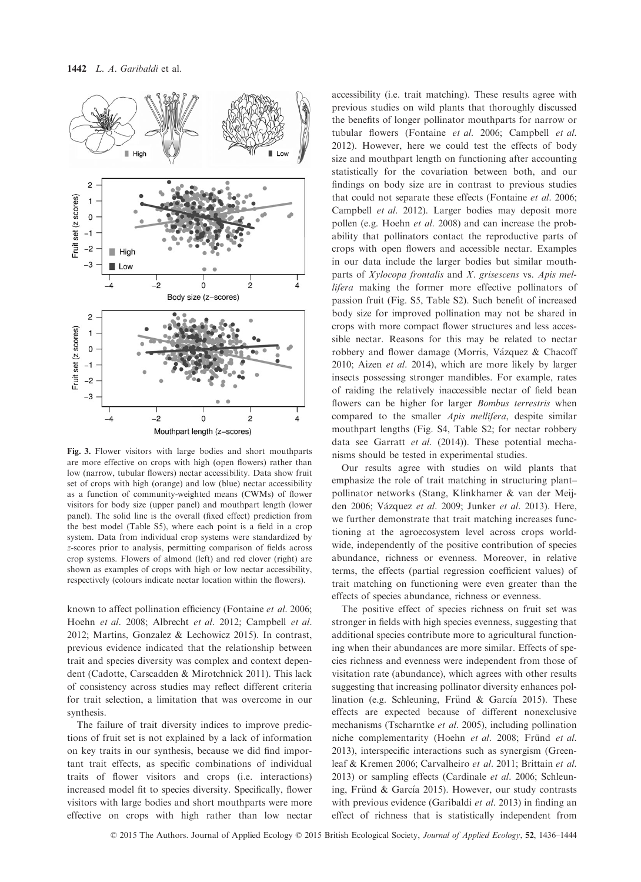Fig. 3. Flower visitors with large bodies and short mouthparts are more effective on crops with high (open flowers) rather than low (narrow, tubular flowers) nectar accessibility. Data show fruit set of crops with high (orange) and low (blue) nectar accessibility as a function of community-weighted means (CWMs) of flower visitors for body size (upper panel) and mouthpart length (lower panel). The solid line is the overall (fixed effect) prediction from the best model (Table S5), where each point is a field in a crop system. Data from individual crop systems were standardized by z-scores prior to analysis, permitting comparison of fields across crop systems. Flowers of almond (left) and red clover (right) are shown as examples of crops with high or low nectar accessibility, respectively (colours indicate nectar location within the flowers).

known to affect pollination efficiency (Fontaine *et al.* 2006; Hoehn *et al.* 2008; Albrecht *et al.* 2012; Campbell *et al.* 2012; Martins, Gonzalez & Lechowicz 2015). In contrast, previous evidence indicated that the relationship between trait and species diversity was complex and context dependent (Cadotte, Carscadden & Mirotchnick 2011). This lack of consistency across studies may reflect different criteria for trait selection, a limitation that was overcome in our synthesis.

The failure of trait diversity indices to improve predictions of fruit set is not explained by a lack of information on key traits in our synthesis, because we did find important trait effects, as specific combinations of individual traits of flower visitors and crops (i.e. interactions) increased model fit to species diversity. Specifically, flower visitors with large bodies and short mouthparts were more effective on crops with high rather than low nectar accessibility (i.e. trait matching). These results agree with previous studies on wild plants that thoroughly discussed the benefits of longer pollinator mouthparts for narrow or tubular flowers (Fontaine *et al.* 2006; Campbell *et al.* 2012). However, here we could test the effects of body size and mouthpart length on functioning after accounting statistically for the covariation between both, and our findings on body size are in contrast to previous studies that could not separate these effects (Fontaine *et al.* 2006; Campbell *et al.* 2012). Larger bodies may deposit more pollen (e.g. Hoehn *et al.* 2008) and can increase the probability that pollinators contact the reproductive parts of crops with open flowers and accessible nectar. Examples in our data include the larger bodies but similar mouthparts of *Xylocopa frontalis* and *X. grisescens* vs. *Apis mellifera* making the former more effective pollinators of passion fruit (Fig. S5, Table S2). Such benefit of increased body size for improved pollination may not be shared in crops with more compact flower structures and less accessible nectar. Reasons for this may be related to nectar robbery and flower damage (Morris, Vázquez & Chacoff 2010; Aizen *et al.* 2014), which are more likely by larger insects possessing stronger mandibles. For example, rates of raiding the relatively inaccessible nectar of field bean flowers can be higher for larger *Bombus terrestris* when compared to the smaller *Apis mellifera*, despite similar mouthpart lengths (Fig. S4, Table S2; for nectar robbery data see Garratt *et al.* (2014)). These potential mechanisms should be tested in experimental studies.

Our results agree with studies on wild plants that emphasize the role of trait matching in structuring plant–pollinator networks (Stang, Klinkhamer & van der Meijden 2006; Vázquez *et al.* 2009; Junker *et al.* 2013). Here, we further demonstrate that trait matching increases functioning at the agroecosystem level across crops worldwide, independently of the positive contribution of species abundance, richness or evenness. Moreover, in relative terms, the effects (partial regression coefficient values) of trait matching on functioning were even greater than the effects of species abundance, richness or evenness.

The positive effect of species richness on fruit set was stronger in fields with high species evenness, suggesting that additional species contribute more to agricultural functioning when their abundances are more similar. Effects of species richness and evenness were independent from those of visitation rate (abundance), which agrees with other results suggesting that increasing pollinator diversity enhances pollination (e.g. Schleuning, Fründ & García 2015). These effects are expected because of different nonexclusive mechanisms (Tscharntke *et al.* 2005), including pollination niche complementarity (Hoehn *et al.* 2008; Fründ *et al.* 2013), interspecific interactions such as synergism (Greenleaf & Kremen 2006; Carvalheiro *et al.* 2011; Brittain *et al.* 2013) or sampling effects (Cardinale *et al.* 2006; Schleuning, Fründ & García 2015). However, our study contrasts with previous evidence (Garibaldi *et al.* 2013) in finding an effect of richness that is statistically independent from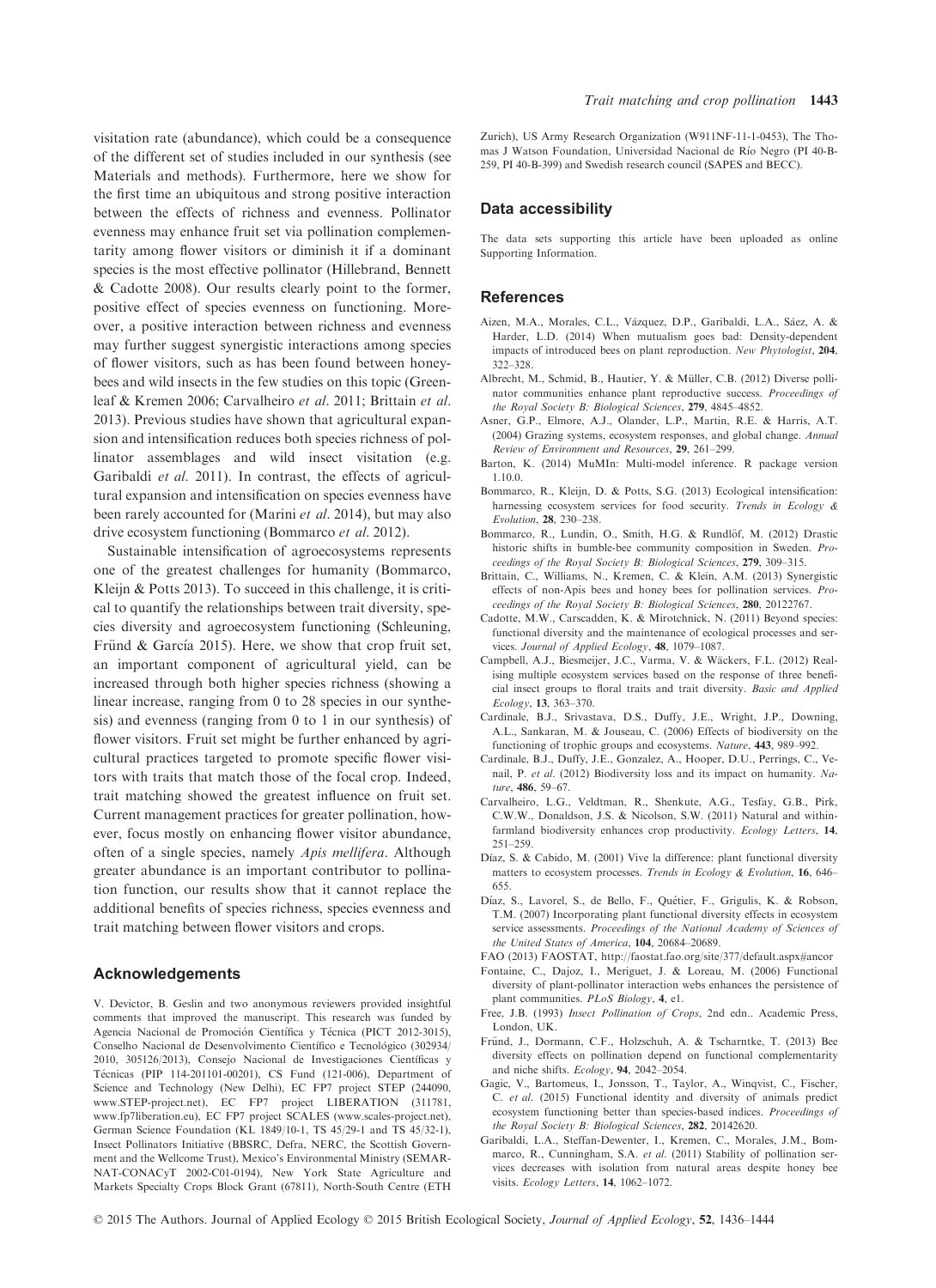visitation rate (abundance), which could be a consequence of the different set of studies included in our synthesis (see Materials and methods). Furthermore, here we show for the first time an ubiquitous and strong positive interaction between the effects of richness and evenness. Pollinator evenness may enhance fruit set via pollination complementarity among flower visitors or diminish it if a dominant species is the most effective pollinator (Hillebrand, Bennett & Cadotte 2008). Our results clearly point to the former, positive effect of species evenness on functioning. Moreover, a positive interaction between richness and evenness may further suggest synergistic interactions among species of flower visitors, such as has been found between honeybees and wild insects in the few studies on this topic (Greenleaf & Kremen 2006; Carvalheiro *et al.* 2011; Brittain *et al.* 2013). Previous studies have shown that agricultural expansion and intensification reduces both species richness of pollinator assemblages and wild insect visitation (e.g. Garibaldi *et al.* 2011). In contrast, the effects of agricultural expansion and intensification on species evenness have been rarely accounted for (Marini *et al.* 2014), but may also drive ecosystem functioning (Bommarco *et al.* 2012).

Sustainable intensification of agroecosystems represents one of the greatest challenges for humanity (Bommarco, Kleijn & Potts 2013). To succeed in this challenge, it is critical to quantify the relationships between trait diversity, species diversity and agroecosystem functioning (Schleuning, Fründ & García 2015). Here, we show that crop fruit set, an important component of agricultural yield, can be increased through both higher species richness (showing a linear increase, ranging from 0 to 28 species in our synthesis) and evenness (ranging from 0 to 1 in our synthesis) of flower visitors. Fruit set might be further enhanced by agricultural practices targeted to promote specific flower visitors with traits that match those of the focal crop. Indeed, trait matching showed the greatest influence on fruit set. Current management practices for greater pollination, however, focus mostly on enhancing flower visitor abundance, often of a single species, namely *Apis mellifera*. Although greater abundance is an important contributor to pollination function, our results show that it cannot replace the additional benefits of species richness, species evenness and trait matching between flower visitors and crops.

## Acknowledgements

V. Devictor, B. Geslin and two anonymous reviewers provided insightful comments that improved the manuscript. This research was funded by Agencia Nacional de Promoción Científica y Técnica (PICT 2012-3015), Conselho Nacional de Desenvolvimento Científico e Tecnológico (302934/2010, 305126/2013), Consejo Nacional de Investigaciones Científicas y Técnicas (PIP 114-201101-00201), CS Fund (121-006), Department of Science and Technology (New Delhi), EC FP7 project STEP (244090, www.STEP-project.net), EC FP7 project LIBERATION (311781, www.fp7liberation.eu), EC FP7 project SCALES (www.scales-project.net), German Science Foundation (KL 1849/10-1, TS 45/29-1 and TS 45/32-1), Insect Pollinators Initiative (BBSRC, Defra, NERC, the Scottish Government and the Wellcome Trust), Mexico's Environmental Ministry (SEMARNAT-CONACyT 2002-C01-0194), New York State Agriculture and Markets Specialty Crops Block Grant (67811), North-South Centre (ETH Zurich), US Army Research Organization (W911NF-11-1-0453), The Thomas J Watson Foundation, Universidad Nacional de Río Negro (PI 40-B-259, PI 40-B-399) and Swedish research council (SAPES and BECC).

## Data accessibility

The data sets supporting this article have been uploaded as online Supporting Information.

## References

Aizen, M.A., Morales, C.L., Vázquez, D.P., Garibaldi, L.A., Sáez, A. & Harder, L.D. (2014) When mutualism goes bad: Density-dependent impacts of introduced bees on plant reproduction. *New Phytologist*, **204**, 322–328.

Albrecht, M., Schmid, B., Hautier, Y. & Müller, C.B. (2012) Diverse pollinator communities enhance plant reproductive success. *Proceedings of the Royal Society B: Biological Sciences*, **279**, 4845–4852.

Asner, G.P., Elmore, A.J., Olander, L.P., Martin, R.E. & Harris, A.T. (2004) Grazing systems, ecosystem responses, and global change. *Annual Review of Environment and Resources*, **29**, 261–299.

Barton, K. (2014) MuMIn: Multi-model inference. R package version 1.10.0.

Bommarco, R., Kleijn, D. & Potts, S.G. (2013) Ecological intensification: harnessing ecosystem services for food security. *Trends in Ecology & Evolution*, **28**, 230–238.

Bommarco, R., Lundin, O., Smith, H.G. & Rundlöf, M. (2012) Drastic historic shifts in bumble-bee community composition in Sweden. *Proceedings of the Royal Society B: Biological Sciences*, **279**, 309–315.

Brittain, C., Williams, N., Kremen, C. & Klein, A.M. (2013) Synergistic effects of non-Apis bees and honey bees for pollination services. *Proceedings of the Royal Society B: Biological Sciences*, **280**, 20122767.

Cadotte, M.W., Carscadden, K. & Mirotchnick, N. (2011) Beyond species: functional diversity and the maintenance of ecological processes and services. *Journal of Applied Ecology*, **48**, 1079–1087.

Campbell, A.J., Biesmeijer, J.C., Varma, V. & Wäckers, F.L. (2012) Realising multiple ecosystem services based on the response of three beneficial insect groups to floral traits and trait diversity. *Basic and Applied Ecology*, **13**, 363–370.

Cardinale, B.J., Srivastava, D.S., Duffy, J.E., Wright, J.P., Downing, A.L., Sankaran, M. & Jouseau, C. (2006) Effects of biodiversity on the functioning of trophic groups and ecosystems. *Nature*, **443**, 989–992.

Cardinale, B.J., Duffy, J.E., Gonzalez, A., Hooper, D.U., Perrings, C., Venail, P. *et al.* (2012) Biodiversity loss and its impact on humanity. *Nature*, **486**, 59–67.

Carvalheiro, L.G., Veldtman, R., Shenkute, A.G., Tesfay, G.B., Pirk, C.W.W., Donaldson, J.S. & Nicolson, S.W. (2011) Natural and within-farmland biodiversity enhances crop productivity. *Ecology Letters*, **14**, 251–259.

Díaz, S. & Cabido, M. (2001) Vive la difference: plant functional diversity matters to ecosystem processes. *Trends in Ecology & Evolution*, **16**, 646–655.

Díaz, S., Lavorel, S., de Bello, F., Quétier, F., Grigulis, K. & Robson, T.M. (2007) Incorporating plant functional diversity effects in ecosystem service assessments. *Proceedings of the National Academy of Sciences of the United States of America*, **104**, 20684–20689.

FAO (2013) FAOSTAT, http://faostat.fao.org/site/377/default.aspx#ancor

Fontaine, C., Dajoz, I., Meriguet, J. & Loreau, M. (2006) Functional diversity of plant-pollinator interaction webs enhances the persistence of plant communities. *PLoS Biology*, **4**, e1.

Free, J.B. (1993) *Insect Pollination of Crops*, 2nd edn.. Academic Press, London, UK.

Fründ, J., Dormann, C.F., Holzschuh, A. & Tscharntke, T. (2013) Bee diversity effects on pollination depend on functional complementarity and niche shifts. *Ecology*, **94**, 2042–2054.

Gagic, V., Bartomeus, I., Jonsson, T., Taylor, A., Winqvist, C., Fischer, C. *et al.* (2015) Functional identity and diversity of animals predict ecosystem functioning better than species-based indices. *Proceedings of the Royal Society B: Biological Sciences*, **282**, 20142620.

Garibaldi, L.A., Steffan-Dewenter, I., Kremen, C., Morales, J.M., Bommarco, R., Cunningham, S.A. *et al.* (2011) Stability of pollination services decreases with isolation from natural areas despite honey bee visits. *Ecology Letters*, **14**, 1062–1072.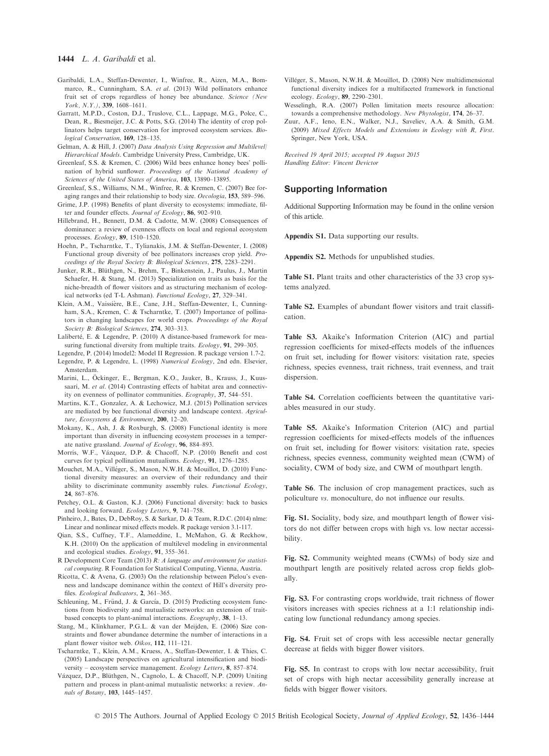Garibaldi, L.A., Steffan-Dewenter, I., Winfree, R., Aizen, M.A., Bommarco, R., Cunningham, S.A. *et al.* (2013) Wild pollinators enhance fruit set of crops regardless of honey bee abundance. *Science (New York, N.Y.)*, **339**, 1608–1611.

Garratt, M.P.D., Coston, D.J., Truslove, C.L., Lappage, M.G., Polce, C., Dean, R., Biesmeijer, J.C. & Potts, S.G. (2014) The identity of crop pollinators helps target conservation for improved ecosystem services. *Biological Conservation*, **169**, 128–135.

Gelman, A. & Hill, J. (2007) *Data Analysis Using Regression and Multilevel/Hierarchical Models*. Cambridge University Press, Cambridge, UK.

Greenleaf, S.S. & Kremen, C. (2006) Wild bees enhance honey bees' pollination of hybrid sunflower. *Proceedings of the National Academy of Sciences of the United States of America*, **103**, 13890–13895.

Greenleaf, S.S., Williams, N.M., Winfree, R. & Kremen, C. (2007) Bee foraging ranges and their relationship to body size. *Oecologia*, **153**, 589–596.

Grime, J.P. (1998) Benefits of plant diversity to ecosystems: immediate, filter and founder effects. *Journal of Ecology*, **86**, 902–910.

Hillebrand, H., Bennett, D.M. & Cadotte, M.W. (2008) Consequences of dominance: a review of evenness effects on local and regional ecosystem processes. *Ecology*, **89**, 1510–1520.

Hoehn, P., Tscharntke, T., Tylianakis, J.M. & Steffan-Dewenter, I. (2008) Functional group diversity of bee pollinators increases crop yield. *Proceedings of the Royal Society B: Biological Sciences*, **275**, 2283–2291.

Junker, R.R., Blüthgen, N., Brehm, T., Binkenstein, J., Paulus, J., Martin Schaefer, H. & Stang, M. (2013) Specialization on traits as basis for the niche-breadth of flower visitors and as structuring mechanism of ecological networks (ed T-L Ashman). *Functional Ecology*, **27**, 329–341.

Klein, A.M., Vaissière, B.E., Cane, J.H., Steffan-Dewenter, I., Cunningham, S.A., Kremen, C. & Tscharntke, T. (2007) Importance of pollinators in changing landscapes for world crops. *Proceedings of the Royal Society B: Biological Sciences*, **274**, 303–313.

Laliberté, E. & Legendre, P. (2010) A distance-based framework for measuring functional diversity from multiple traits. *Ecology*, **91**, 299–305.

Legendre, P. (2014) lmodel2: Model II Regression. R package version 1.7-2.

Legendre, P. & Legendre, L. (1998) *Numerical Ecology*, 2nd edn. Elsevier, Amsterdam.

Marini, L., Öckinger, E., Bergman, K.O., Jauker, B., Krauss, J., Kuussaari, M. *et al.* (2014) Contrasting effects of habitat area and connectivity on evenness of pollinator communities. *Ecography*, **37**, 544–551.

Martins, K.T., Gonzalez, A. & Lechowicz, M.J. (2015) Pollination services are mediated by bee functional diversity and landscape context. *Agriculture, Ecosystems & Environment*, **200**, 12–20.

Mokany, K., Ash, J. & Roxburgh, S. (2008) Functional identity is more important than diversity in influencing ecosystem processes in a temperate native grassland. *Journal of Ecology*, **96**, 884–893.

Morris, W.F., Vázquez, D.P. & Chacoff, N.P. (2010) Benefit and cost curves for typical pollination mutualisms. *Ecology*, **91**, 1276–1285.

Mouchet, M.A., Villéger, S., Mason, N.W.H. & Mouillot, D. (2010) Functional diversity measures: an overview of their redundancy and their ability to discriminate community assembly rules. *Functional Ecology*, **24**, 867–876.

Petchey, O.L. & Gaston, K.J. (2006) Functional diversity: back to basics and looking forward. *Ecology Letters*, **9**, 741–758.

Pinheiro, J., Bates, D., DebRoy, S. & Sarkar, D. & Team, R.D.C. (2014) nlme: Linear and nonlinear mixed effects models. R package version 3.1-117.

Qian, S.S., Cuffney, T.F., Alameddine, I., McMahon, G. & Reckhow, K.H. (2010) On the application of multilevel modeling in environmental and ecological studies. *Ecology*, **91**, 355–361.

R Development Core Team (2013) *R: A language and environment for statistical computing*. R Foundation for Statistical Computing, Vienna, Austria.

Ricotta, C. & Avena, G. (2003) On the relationship between Pielou's evenness and landscape dominance within the context of Hill's diversity profiles. *Ecological Indicators*, **2**, 361–365.

Schleuning, M., Fründ, J. & García, D. (2015) Predicting ecosystem functions from biodiversity and mutualistic networks: an extension of trait-based concepts to plant-animal interactions. *Ecography*, **38**, 1–13.

Stang, M., Klinkhamer, P.G.L. & van der Meijden, E. (2006) Size constraints and flower abundance determine the number of interactions in a plant flower visitor web. *Oikos*, **112**, 111–121.

Tscharntke, T., Klein, A.M., Kruess, A., Steffan-Dewenter, I. & Thies, C. (2005) Landscape perspectives on agricultural intensification and biodiversity – ecosystem service management. *Ecology Letters*, **8**, 857–874.

Vázquez, D.P., Blüthgen, N., Cagnolo, L. & Chacoff, N.P. (2009) Uniting pattern and process in plant-animal mutualistic networks: a review. *Annals of Botany*, **103**, 1445–1457.

Villéger, S., Mason, N.W.H. & Mouillot, D. (2008) New multidimensional functional diversity indices for a multifaceted framework in functional ecology. *Ecology*, **89**, 2290–2301.

Wesselingh, R.A. (2007) Pollen limitation meets resource allocation: towards a comprehensive methodology. *New Phytologist*, **174**, 26–37.

Zuur, A.F., Ieno, E.N., Walker, N.J., Saveliev, A.A. & Smith, G.M. (2009) *Mixed Effects Models and Extensions in Ecology with R, First*. Springer, New York, USA.

*Received 19 April 2015; accepted 19 August 2015*
*Handling Editor: Vincent Devictor*

## Supporting Information

Additional Supporting Information may be found in the online version of this article.

**Appendix S1.** Data supporting our results.

**Appendix S2.** Methods for unpublished studies.

**Table S1.** Plant traits and other characteristics of the 33 crop systems analyzed.

**Table S2.** Examples of abundant flower visitors and trait classification.

**Table S3.** Akaike's Information Criterion (AIC) and partial regression coefficients for mixed-effects models of the influences on fruit set, including for flower visitors: visitation rate, species richness, species evenness, trait richness, trait evenness, and trait dispersion.

**Table S4.** Correlation coefficients between the quantitative variables measured in our study.

**Table S5.** Akaike's Information Criterion (AIC) and partial regression coefficients for mixed-effects models of the influences on fruit set, including for flower visitors: visitation rate, species richness, species evenness, community weighted mean (CWM) of sociality, CWM of body size, and CWM of mouthpart length.

**Table S6.** The inclusion of crop management practices, such as policulture *vs.* monoculture, do not influence our results.

**Fig. S1.** Sociality, body size, and mouthpart length of flower visitors do not differ between crops with high vs. low nectar accessibility.

**Fig. S2.** Community weighted means (CWMs) of body size and mouthpart length are positively related across crop fields globally.

**Fig. S3.** For contrasting crops worldwide, trait richness of flower visitors increases with species richness at a 1:1 relationship indicating low functional redundancy among species.

**Fig. S4.** Fruit set of crops with less accessible nectar generally decrease at fields with bigger flower visitors.

**Fig. S5.** In contrast to crops with low nectar accessibility, fruit set of crops with high nectar accessibility generally increase at fields with bigger flower visitors.